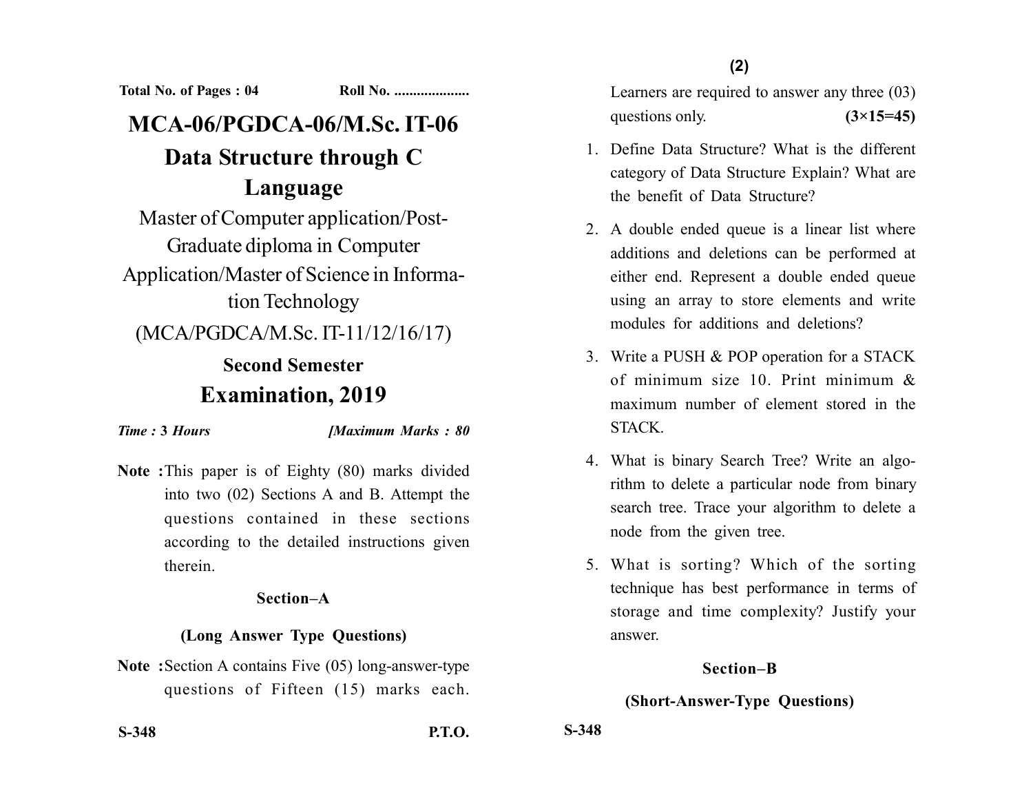Total No. of Pages : 04 Roll No. ....................

# MCA-06/PGDCA-06/M.Sc. IT-06

# Data Structure through C Language

Master of Computer application/Post-Graduate diploma in Computer Application/Master of Science in Information Technology

(MCA/PGDCA/M.Sc. IT-11/12/16/17)

## Second Semester

## Examination, 2019

*Time :* **3** *Hours* *[Maximum Marks : 80*

**Note :** This paper is of Eighty (80) marks divided into two (02) Sections A and B. Attempt the questions contained in these sections according to the detailed instructions given therein.

### Section–A

### (Long Answer Type Questions)

**Note :** Section A contains Five (05) long-answer-type questions of Fifteen (15) marks each. Learners are required to answer any three (03) questions only. **(3×15=45)**

1. Define Data Structure? What is the different category of Data Structure Explain? What are the benefit of Data Structure?

2. A double ended queue is a linear list where additions and deletions can be performed at either end. Represent a double ended queue using an array to store elements and write modules for additions and deletions?

3. Write a PUSH & POP operation for a STACK of minimum size 10. Print minimum & maximum number of element stored in the STACK.

4. What is binary Search Tree? Write an algorithm to delete a particular node from binary search tree. Trace your algorithm to delete a node from the given tree.

5. What is sorting? Which of the sorting technique has best performance in terms of storage and time complexity? Justify your answer.

### Section–B

### (Short-Answer-Type Questions)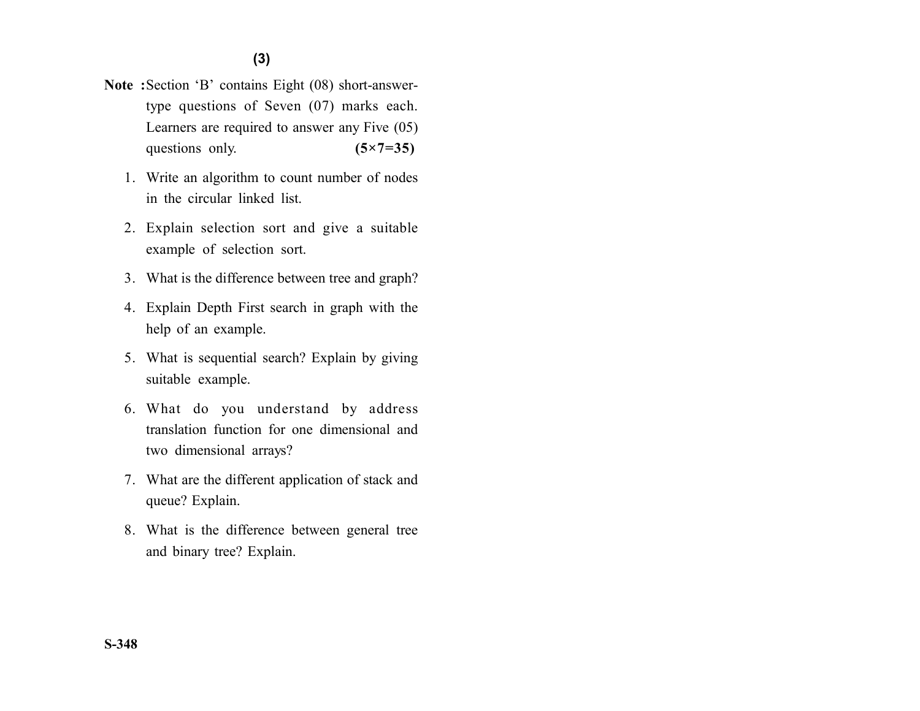**Note :** Section 'B' contains Eight (08) short-answer-type questions of Seven (07) marks each. Learners are required to answer any Five (05) questions only. **(5×7=35)**

1. Write an algorithm to count number of nodes in the circular linked list.
2. Explain selection sort and give a suitable example of selection sort.
3. What is the difference between tree and graph?
4. Explain Depth First search in graph with the help of an example.
5. What is sequential search? Explain by giving suitable example.
6. What do you understand by address translation function for one dimensional and two dimensional arrays?
7. What are the different application of stack and queue? Explain.
8. What is the difference between general tree and binary tree? Explain.

**S-348**